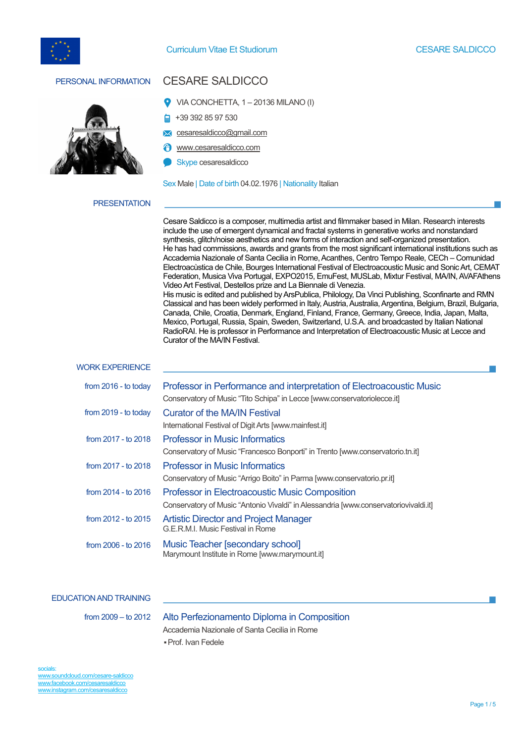Curriculum Vitae Et Studiorum

# CESARE SALDICCO

## PERSONAL INFORMATION

**CESARE SALDICCO**

- VIA CONCHETTA, 1 – 20136 MILANO (I)
- +39 392 85 97 530
- cesaresaldicco@gmail.com
- www.cesaresaldicco.com
- Skype cesaresaldicco

Sex Male | Date of birth 04.02.1976 | Nationality Italian

## PRESENTATION

Cesare Saldicco is a composer, multimedia artist and filmmaker based in Milan. Research interests include the use of emergent dynamical and fractal systems in generative works and nonstandard synthesis, glitch/noise aesthetics and new forms of interaction and self-organized presentation.
He has had commissions, awards and grants from the most significant international institutions such as Accademia Nazionale of Santa Cecilia in Rome, Acanthes, Centro Tempo Reale, CECh – Comunidad Electroacùstica de Chile, Bourges International Festival of Electroacoustic Music and Sonic Art, CEMAT Federation, Musica Viva Portugal, EXPO2015, EmuFest, MUSLab, Mixtur Festival, MA/IN, AVAFAthens Video Art Festival, Destellos prize and La Biennale di Venezia.
His music is edited and published by ArsPublica, Philology, Da Vinci Publishing, Sconfinarte and RMN Classical and has been widely performed in Italy, Austria, Australia, Argentina, Belgium, Brazil, Bulgaria, Canada, Chile, Croatia, Denmark, England, Finland, France, Germany, Greece, India, Japan, Malta, Mexico, Portugal, Russia, Spain, Sweden, Switzerland, U.S.A. and broadcasted by Italian National RadioRAI. He is professor in Performance and Interpretation of Electroacoustic Music at Lecce and Curator of the MA/IN Festival.

## WORK EXPERIENCE

**from 2016 - to today**
### Professor in Performance and interpretation of Electroacoustic Music
Conservatory of Music “Tito Schipa” in Lecce [www.conservatoriolecce.it]

**from 2019 - to today**
### Curator of the MA/IN Festival
International Festival of Digit Arts [www.mainfest.it]

**from 2017 - to 2018**
### Professor in Music Informatics
Conservatory of Music “Francesco Bonporti” in Trento [www.conservatorio.tn.it]

**from 2017 - to 2018**
### Professor in Music Informatics
Conservatory of Music “Arrigo Boito” in Parma [www.conservatorio.pr.it]

**from 2014 - to 2016**
### Professor in Electroacoustic Music Composition
Conservatory of Music “Antonio Vivaldi” in Alessandria [www.conservatoriovivaldi.it]

**from 2012 - to 2015**
### Artistic Director and Project Manager
G.E.R.M.I. Music Festival in Rome

**from 2006 - to 2016**
### Music Teacher [secondary school]
Marymount Institute in Rome [www.marymount.it]

## EDUCATION AND TRAINING

**from 2009 – to 2012**
### Alto Perfezionamento Diploma in Composition
Accademia Nazionale of Santa Cecilia in Rome

- Prof. Ivan Fedele

socials:
www.soundcloud.com/cesare-saldicco
www.facebook.com/cesaresaldicco
www.instagram.com/cesaresaldicco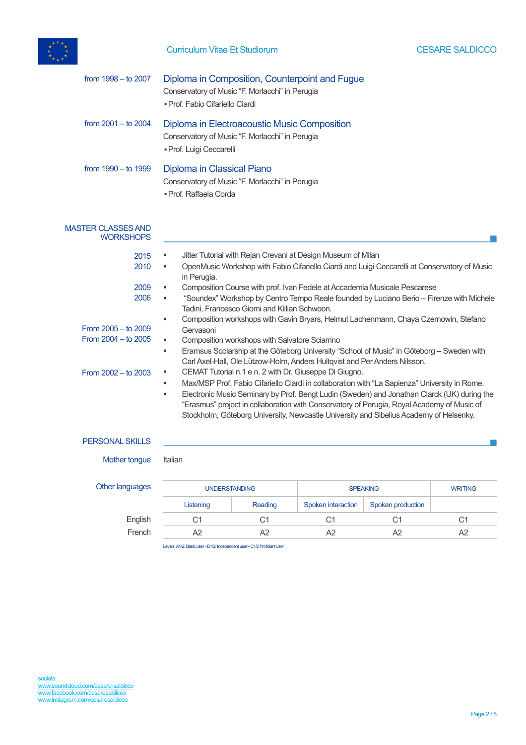from 1998 – to 2007

### Diploma in Composition, Counterpoint and Fugue

Conservatory of Music "F. Morlacchi" in Perugia

- Prof. Fabio Cifariello Ciardi

from 2001 – to 2004

### Diploma in Electroacoustic Music Composition

Conservatory of Music "F. Morlacchi" in Perugia

- Prof. Luigi Ceccarelli

from 1990 – to 1999

### Diploma in Classical Piano

Conservatory of Music "F. Morlacchi" in Perugia

- Prof. Raffaela Corda

## MASTER CLASSES AND WORKSHOPS

- 2015 — Jitter Tutorial with Rejan Crevani at Design Museum of Milan
- 2010 — OpenMusic Workshop with Fabio Cifariello Ciardi and Luigi Ceccarelli at Conservatory of Music in Perugia.
- 2009 — Composition Course with prof. Ivan Fedele at Accademia Musicale Pescarese
- 2006 — "Soundex" Workshop by Centro Tempo Reale founded by Luciano Berio – Firenze with Michele Tadini, Francesco Giomi and Killian Schwoon.
- From 2005 – to 2009 — Composition workshops with Gavin Bryars, Helmut Lachenmann, Chaya Czernowin, Stefano Gervasoni
- From 2004 – to 2005 — Composition workshops with Salvatore Sciarrino
- Eramsus Scolarship at the Göteborg University "School of Music" in Göteborg – Sweden with Carl Axel-Hall, Ole Lützow-Holm, Anders Hultqvist and Per Anders Nilsson.
- From 2002 – to 2003 — CEMAT Tutorial n.1 e n. 2 with Dr. Giuseppe Di Giugno.
- Max/MSP Prof. Fabio Cifariello Ciardi in collaboration with "La Sapienza" University in Rome.
- Electronic Music Seminary by Prof. Bengt Ludin (Sweden) and Jonathan Clarck (UK) during the "Erasmus" project in collaboration with Conservatory of Perugia, Royal Academy of Music of Stockholm, Göteborg University, Newcastle University and Sibelius Academy of Helsenky.

## PERSONAL SKILLS

Mother tongue: Italian

Other languages

| | UNDERSTANDING | | SPEAKING | | WRITING |
|---|---|---|---|---|---|
| | Listening | Reading | Spoken interaction | Spoken production | |
| English | C1 | C1 | C1 | C1 | C1 |
| French | A2 | A2 | A2 | A2 | A2 |

Levels: A1/2: Basic user - B1/2: Independent user - C1/2 Proficient user

socials:
www.soundcloud.com/cesare-saldicco
www.facebook.com/cesaresaldicco
www.instagram.com/cesaresaldicco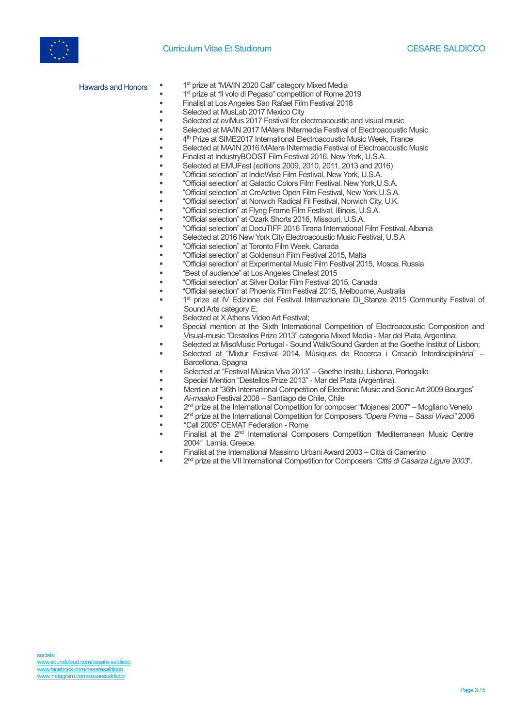## Hawards and Honors

- 1st prize at "MA/IN 2020 Call" category Mixed Media
- 1st prize at "Il volo di Pegaso" competition of Rome 2019
- Finalist at Los Angeles San Rafael Film Festival 2018
- Selected at MusLab 2017 Mexico City
- Selected at eviMus 2017 Festival for electroacoustic and visual music
- Selected at MA/IN 2017 MAtera INtermedia Festival of Electroacoustic Music
- 4th Prize at SIME2017 International Electroacoustic Music Week, France
- Selected at MA/IN 2016 MAtera INtermedia Festival of Electroacoustic Music
- Finalist at IndustryBOOST Film Festival 2016, New York, U.S.A.
- Selected at EMUFest (editions 2009, 2010, 2011, 2013 and 2016)
- "Official selection" at IndieWise Film Festival, New York, U.S.A.
- "Official selection" at Galactic Colors Film Festival, New York,U.S.A.
- "Official selection" at CreActive Open Film Festival, New York,U.S.A.
- "Official selection" at Norwich Radical Fil Festival, Norwich City, U.K.
- "Official selection" at Flyng Frame Film Festival, Illinois, U.S.A.
- "Official selection" at Ozark Shorts 2016, Missouri, U.S.A.
- "Official selection" at DocuTIFF 2016 Tirana International Film Festival, Albania
- Selected at 2016 New York City Electroacoustic Music Festival, U.S.A
- "Official selection" at Toronto Film Week, Canada
- "Official selection" at Goldensun Film Festival 2015, Malta
- "Official selection" at Experimental Music Film Festival 2015, Mosca, Russia
- "Best of audience" at Los Angeles Cinefest 2015
- "Official selection" at Silver Dollar Film Festival 2015, Canada
- "Official selection" at Phoenix Film Festival 2015, Melbourne, Australia
- 1st prize at IV Edizione del Festival Internazionale Di_Stanze 2015 Community Festival of Sound Arts category E;
- Selected at X Athens Video Art Festival;
- Special mention at the Sixth International Competition of Electroacoustic Composition and Visual-music "Destellos Prize 2013" categoria Mixed Media - Mar del Plata, Argentina;
- Selected at MisoMusic Portugal - Sound Walk/Sound Garden at the Goethe Institut of Lisbon;
- Selected at "Mixtur Festival 2014, Mùsiques de Recerca i Creaciò Interdisciplinària" – Barcellona, Spagna
- Selected at "Festival Mùsica Viva 2013" – Goethe Institu, Lisbona, Portogallo
- Special Mention "Destellos Prize 2013" - Mar del Plata (Argentina).
- Mention at "36th International Competition of Electronic Music and Sonic Art 2009 Bourges"
- *Ai-maako* Festival 2008 – Santiago de Chile, Chile
- 2nd prize at the International Competition for composer "Mojanesi 2007" – Mogliano Veneto
- 2nd prize at the International Competition for Composers *"Opera Prima – Sassi Vivaci"* 2006
- "Call 2005" CEMAT Federation - Rome
- Finalist at the 2nd International Composers Competition "Mediterranean Music Centre 2004" Lamia, Greece.
- Finalist at the International Massimo Urbani Award 2003 – Città di Camerino
- 2nd prize at the VII International Competition for Composers "*Città di Casarza Ligure 2003*".

socials:
www.soundcloud.com/cesare-saldicco
www.facebook.com/cesaresaldicco
www.instagram.com/cesaresaldicco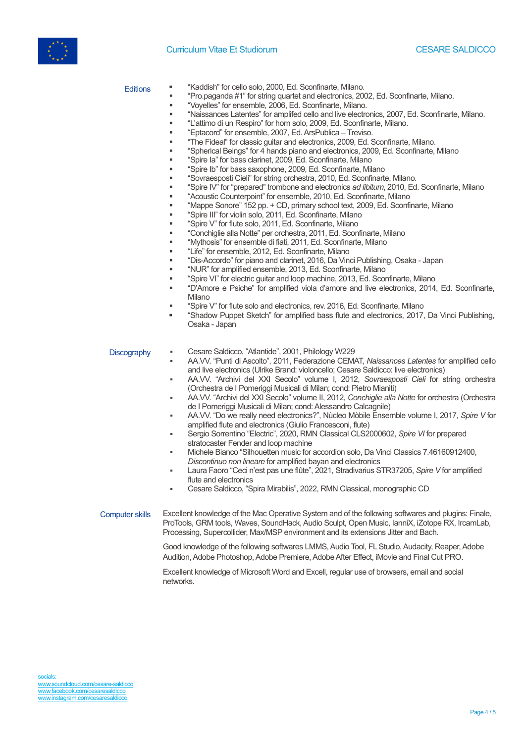## Editions

- "Kaddish" for cello solo, 2000, Ed. Sconfinarte, Milano.
- "Pro.paganda #1" for string quartet and electronics, 2002, Ed. Sconfinarte, Milano.
- "Voyelles" for ensemble, 2006, Ed. Sconfinarte, Milano.
- "Naissances Latentes" for amplifed cello and live electronics, 2007, Ed. Sconfinarte, Milano.
- "L'attimo di un Respiro" for horn solo, 2009, Ed. Sconfinarte, Milano.
- "Eptacord" for ensemble, 2007, Ed. ArsPublica – Treviso.
- "The Fideal" for classic guitar and electronics, 2009, Ed. Sconfinarte, Milano.
- "Spherical Beings" for 4 hands piano and electronics, 2009, Ed. Sconfinarte, Milano
- "Spire Ia" for bass clarinet, 2009, Ed. Sconfinarte, Milano
- "Spire Ib" for bass saxophone, 2009, Ed. Sconfinarte, Milano
- "Sovraesposti Cieli" for string orchestra, 2010, Ed. Sconfinarte, Milano.
- "Spire IV" for "prepared" trombone and electronics *ad libitum*, 2010, Ed. Sconfinarte, Milano
- "Acoustic Counterpoint" for ensemble, 2010, Ed. Sconfinarte, Milano
- "Mappe Sonore" 152 pp. + CD, primary school text, 2009, Ed. Sconfinarte, Milano
- "Spire III" for violin solo, 2011, Ed. Sconfinarte, Milano
- "Spire V" for flute solo, 2011, Ed. Sconfinarte, Milano
- "Conchiglie alla Notte" per orchestra, 2011, Ed. Sconfinarte, Milano
- "Mythosis" for ensemble di fiati, 2011, Ed. Sconfinarte, Milano
- "Life" for ensemble, 2012, Ed. Sconfinarte, Milano
- "Dis-Accordo" for piano and clarinet, 2016, Da Vinci Publishing, Osaka - Japan
- "NUR" for amplified ensemble, 2013, Ed. Sconfinarte, Milano
- "Spire VI" for electric guitar and loop machine, 2013, Ed. Sconfinarte, Milano
- "D'Amore e Psiche" for amplified viola d'amore and live electronics, 2014, Ed. Sconfinarte, Milano
- "Spire V" for flute solo and electronics, rev. 2016, Ed. Sconfinarte, Milano
- "Shadow Puppet Sketch" for amplified bass flute and electronics, 2017, Da Vinci Publishing, Osaka - Japan

## Discography

- Cesare Saldicco, "Atlantide", 2001, Philology W229
- AA.VV. "Punti di Ascolto", 2011, Federazione CEMAT, *Naissances Latentes* for amplified cello and live electronics (Ulrike Brand: violoncello; Cesare Saldicco: live electronics)
- AA.VV. "Archivi del XXI Secolo" volume I, 2012, *Sovraesposti Cieli* for string orchestra (Orchestra de I Pomeriggi Musicali di Milan; cond: Pietro Mianiti)
- AA.VV. "Archivi del XXI Secolo" volume II, 2012, *Conchiglie alla Notte* for orchestra (Orchestra de I Pomeriggi Musicali di Milan; cond: Alessandro Calcagnile)
- AA.VV. "Do we really need electronics?", Nùcleo Mòbile Ensemble volume I, 2017, *Spire V* for amplified flute and electronics (Giulio Francesconi, flute)
- Sergio Sorrentino "Electric", 2020, RMN Classical CLS2000602, *Spire VI* for prepared stratocaster Fender and loop machine
- Michele Bianco "Silhouetten music for accordion solo, Da Vinci Classics 7.46160912400, *Discontinuo non lineare* for amplified bayan and electronics
- Laura Faoro "Ceci n'est pas une flûte", 2021, Stradivarius STR37205, *Spire V* for amplified flute and electronics
- Cesare Saldicco, "Spira Mirabilis", 2022, RMN Classical, monographic CD

## Computer skills

Excellent knowledge of the Mac Operative System and of the following softwares and plugins: Finale, ProTools, GRM tools, Waves, SoundHack, Audio Sculpt, Open Music, IanniX, iZotope RX, IrcamLab, Processing, Supercollider, Max/MSP environment and its extensions Jitter and Bach.

Good knowledge of the following softwares LMMS, Audio Tool, FL Studio, Audacity, Reaper, Adobe Audition, Adobe Photoshop, Adobe Premiere, Adobe After Effect, iMovie and Final Cut PRO.

Excellent knowledge of Microsoft Word and Excell, regular use of browsers, email and social networks.

socials:
www.soundcloud.com/cesare-saldicco
www.facebook.com/cesaresaldicco
www.instagram.com/cesaresaldicco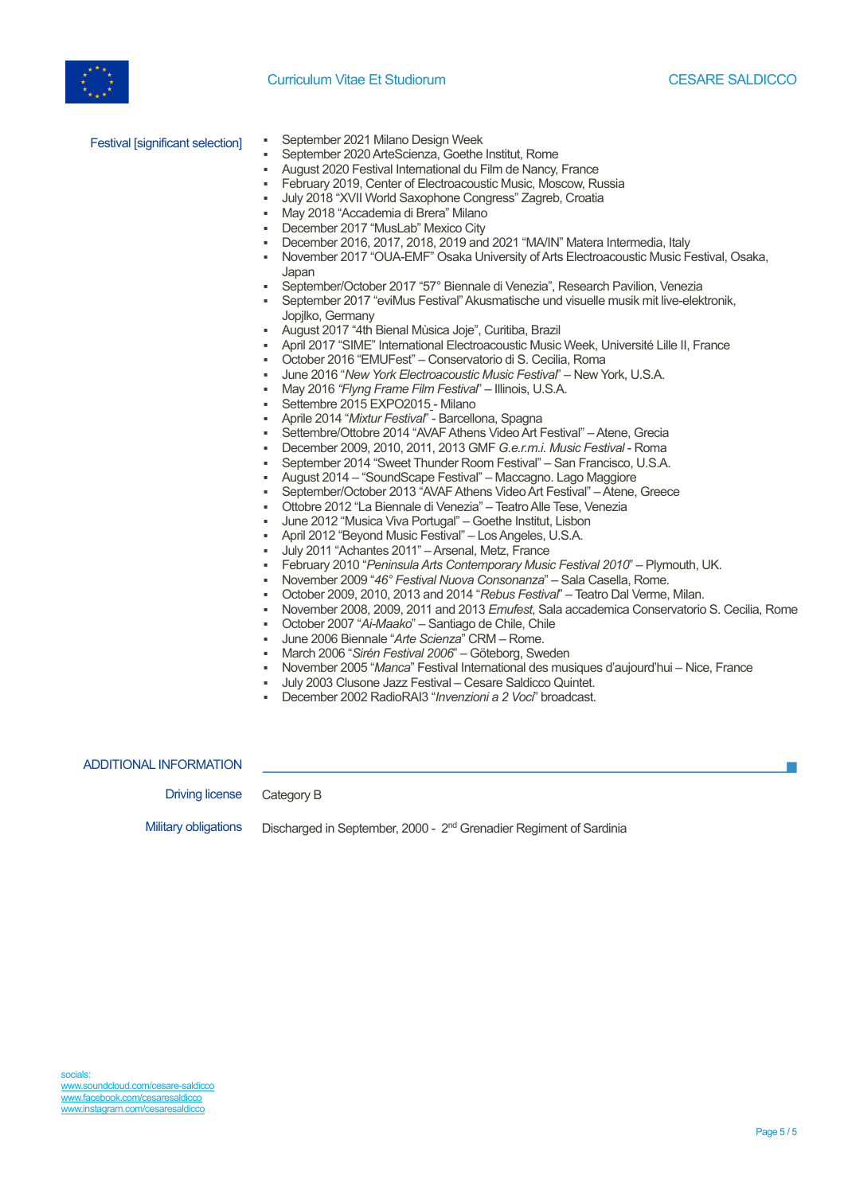**Festival [significant selection]**

- September 2021 Milano Design Week
- September 2020 ArteScienza, Goethe Institut, Rome
- August 2020 Festival International du Film de Nancy, France
- February 2019, Center of Electroacoustic Music, Moscow, Russia
- July 2018 “XVII World Saxophone Congress” Zagreb, Croatia
- May 2018 “Accademia di Brera” Milano
- December 2017 “MusLab” Mexico City
- December 2016, 2017, 2018, 2019 and 2021 “MA/IN” Matera Intermedia, Italy
- November 2017 “OUA-EMF” Osaka University of Arts Electroacoustic Music Festival, Osaka, Japan
- September/October 2017 “57° Biennale di Venezia”, Research Pavilion, Venezia
- September 2017 “eviMus Festival” Akusmatische und visuelle musik mit live-elektronik, Jopjlko, Germany
- August 2017 “4th Bienal Mùsica Joje”, Curitiba, Brazil
- April 2017 “SIME” International Electroacoustic Music Week, Université Lille II, France
- October 2016 “EMUFest” – Conservatorio di S. Cecilia, Roma
- June 2016 “*New York Electroacoustic Music Festival*” – New York, U.S.A.
- May 2016 *“Flyng Frame Film Festival*” – Illinois, U.S.A.
- Settembre 2015 EXPO2015 - Milano
- Aprile 2014 “*Mixtur Festival*” - Barcellona, Spagna
- Settembre/Ottobre 2014 “AVAF Athens Video Art Festival” – Atene, Grecia
- December 2009, 2010, 2011, 2013 GMF *G.e.r.m.i. Music Festival* - Roma
- September 2014 “Sweet Thunder Room Festival” – San Francisco, U.S.A.
- August 2014 – “SoundScape Festival” – Maccagno. Lago Maggiore
- September/October 2013 “AVAF Athens Video Art Festival” – Atene, Greece
- Ottobre 2012 “La Biennale di Venezia” – Teatro Alle Tese, Venezia
- June 2012 “Musica Viva Portugal” – Goethe Institut, Lisbon
- April 2012 “Beyond Music Festival” – Los Angeles, U.S.A.
- July 2011 “Achantes 2011” – Arsenal, Metz, France
- February 2010 “*Peninsula Arts Contemporary Music Festival 2010*” – Plymouth, UK.
- November 2009 “*46° Festival Nuova Consonanza*” – Sala Casella, Rome.
- October 2009, 2010, 2013 and 2014 “*Rebus Festival*” – Teatro Dal Verme, Milan.
- November 2008, 2009, 2011 and 2013 *Emufest*, Sala accademica Conservatorio S. Cecilia, Rome
- October 2007 “*Ai-Maako*” – Santiago de Chile, Chile
- June 2006 Biennale “*Arte Scienza*” CRM – Rome.
- March 2006 “*Sirén Festival 2006*” – Göteborg, Sweden
- November 2005 “*Manca*” Festival International des musiques d'aujourd'hui – Nice, France
- July 2003 Clusone Jazz Festival – Cesare Saldicco Quintet.
- December 2002 RadioRAI3 “*Invenzioni a 2 Voci*” broadcast.

## ADDITIONAL INFORMATION

**Driving license** Category B

**Military obligations** Discharged in September, 2000 - 2nd Grenadier Regiment of Sardinia

socials:
www.soundcloud.com/cesare-saldicco
www.facebook.com/cesaresaldicco
www.instagram.com/cesaresaldicco